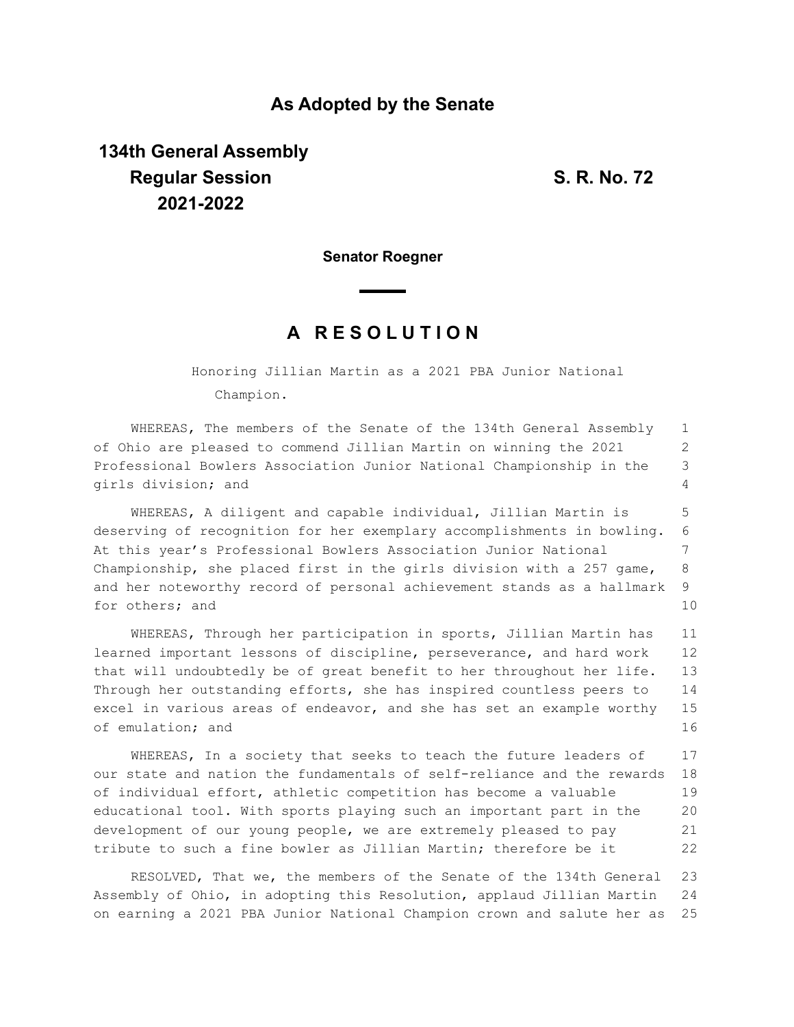## As Adopted by the Senate

**134th General Assembly**
**Regular Session**
**2021-2022**

**S. R. No. 72**

**Senator Roegner**

# A RESOLUTION

Honoring Jillian Martin as a 2021 PBA Junior National Champion.

WHEREAS, The members of the Senate of the 134th General Assembly of Ohio are pleased to commend Jillian Martin on winning the 2021 Professional Bowlers Association Junior National Championship in the girls division; and

WHEREAS, A diligent and capable individual, Jillian Martin is deserving of recognition for her exemplary accomplishments in bowling. At this year's Professional Bowlers Association Junior National Championship, she placed first in the girls division with a 257 game, and her noteworthy record of personal achievement stands as a hallmark for others; and

WHEREAS, Through her participation in sports, Jillian Martin has learned important lessons of discipline, perseverance, and hard work that will undoubtedly be of great benefit to her throughout her life. Through her outstanding efforts, she has inspired countless peers to excel in various areas of endeavor, and she has set an example worthy of emulation; and

WHEREAS, In a society that seeks to teach the future leaders of our state and nation the fundamentals of self-reliance and the rewards of individual effort, athletic competition has become a valuable educational tool. With sports playing such an important part in the development of our young people, we are extremely pleased to pay tribute to such a fine bowler as Jillian Martin; therefore be it

RESOLVED, That we, the members of the Senate of the 134th General Assembly of Ohio, in adopting this Resolution, applaud Jillian Martin on earning a 2021 PBA Junior National Champion crown and salute her as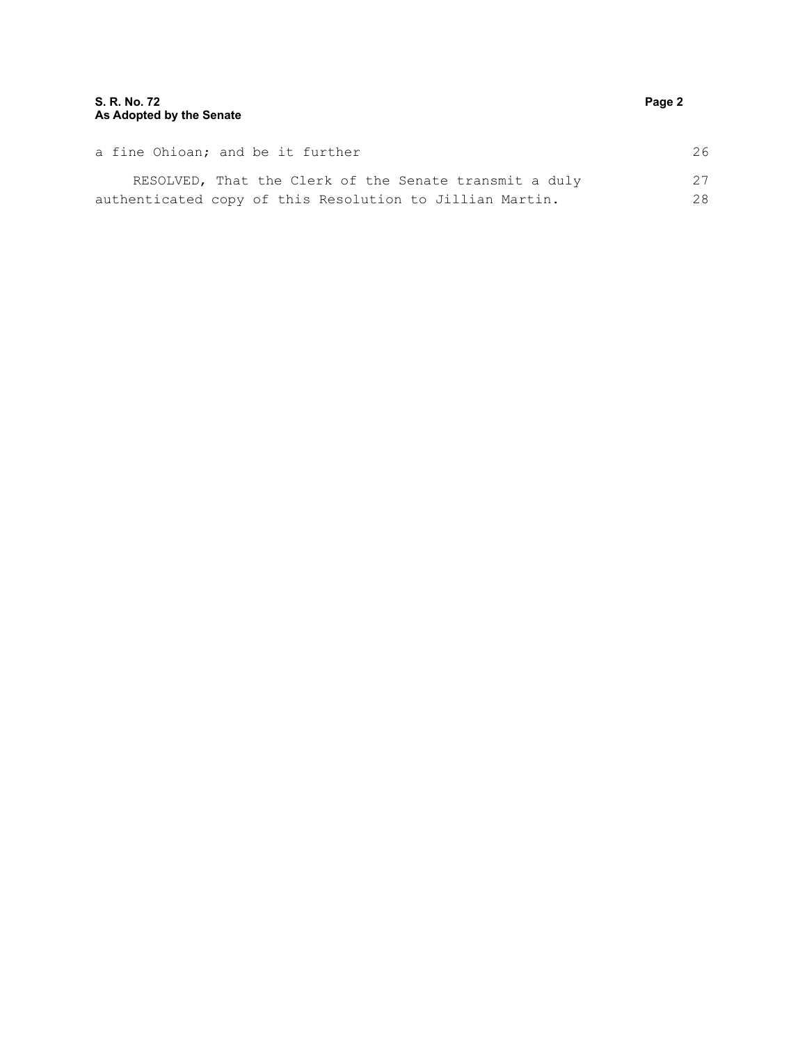a fine Ohioan; and be it further

RESOLVED, That the Clerk of the Senate transmit a duly authenticated copy of this Resolution to Jillian Martin.